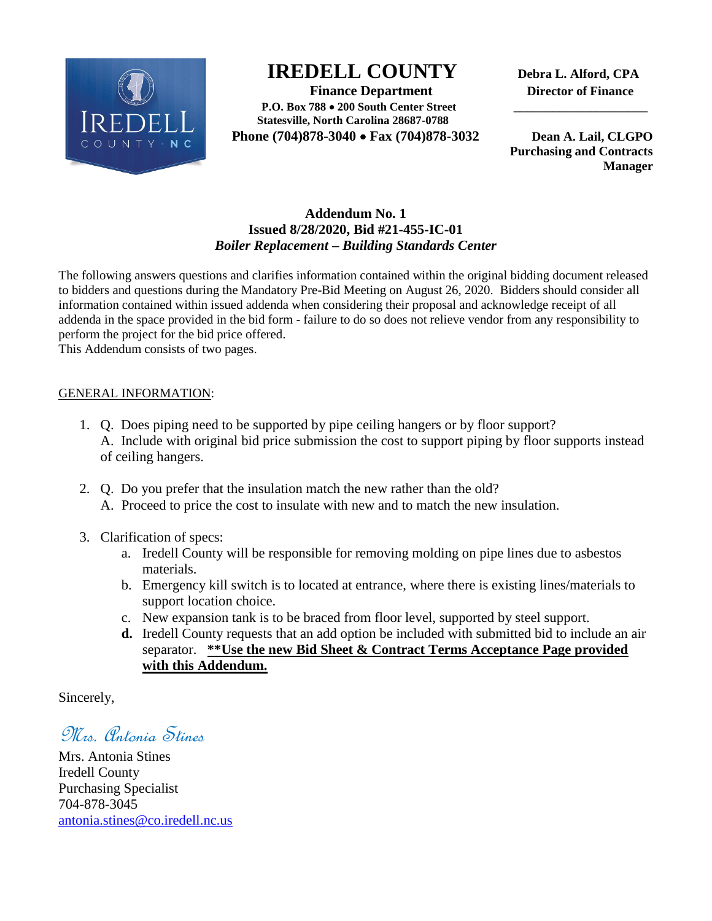# IREDELL COUNTY

**Finance Department**
**P.O. Box 788 • 200 South Center Street**
**Statesville, North Carolina 28687-0788**
**Phone (704)878-3040 • Fax (704)878-3032**

**Debra L. Alford, CPA**
**Director of Finance**

**Dean A. Lail, CLGPO**
**Purchasing and Contracts Manager**

## Addendum No. 1
### Issued 8/28/2020, Bid #21-455-IC-01
### *Boiler Replacement – Building Standards Center*

The following answers questions and clarifies information contained within the original bidding document released to bidders and questions during the Mandatory Pre-Bid Meeting on August 26, 2020. Bidders should consider all information contained within issued addenda when considering their proposal and acknowledge receipt of all addenda in the space provided in the bid form - failure to do so does not relieve vendor from any responsibility to perform the project for the bid price offered.
This Addendum consists of two pages.

GENERAL INFORMATION:

1. Q. Does piping need to be supported by pipe ceiling hangers or by floor support?
   A. Include with original bid price submission the cost to support piping by floor supports instead of ceiling hangers.

2. Q. Do you prefer that the insulation match the new rather than the old?
   A. Proceed to price the cost to insulate with new and to match the new insulation.

3. Clarification of specs:
   a. Iredell County will be responsible for removing molding on pipe lines due to asbestos materials.
   b. Emergency kill switch is to located at entrance, where there is existing lines/materials to support location choice.
   c. New expansion tank is to be braced from floor level, supported by steel support.
   **d.** Iredell County requests that an add option be included with submitted bid to include an air separator. **\*\*Use the new Bid Sheet & Contract Terms Acceptance Page provided with this Addendum.**

Sincerely,

*Mrs. Antonia Stines*

Mrs. Antonia Stines
Iredell County
Purchasing Specialist
704-878-3045
antonia.stines@co.iredell.nc.us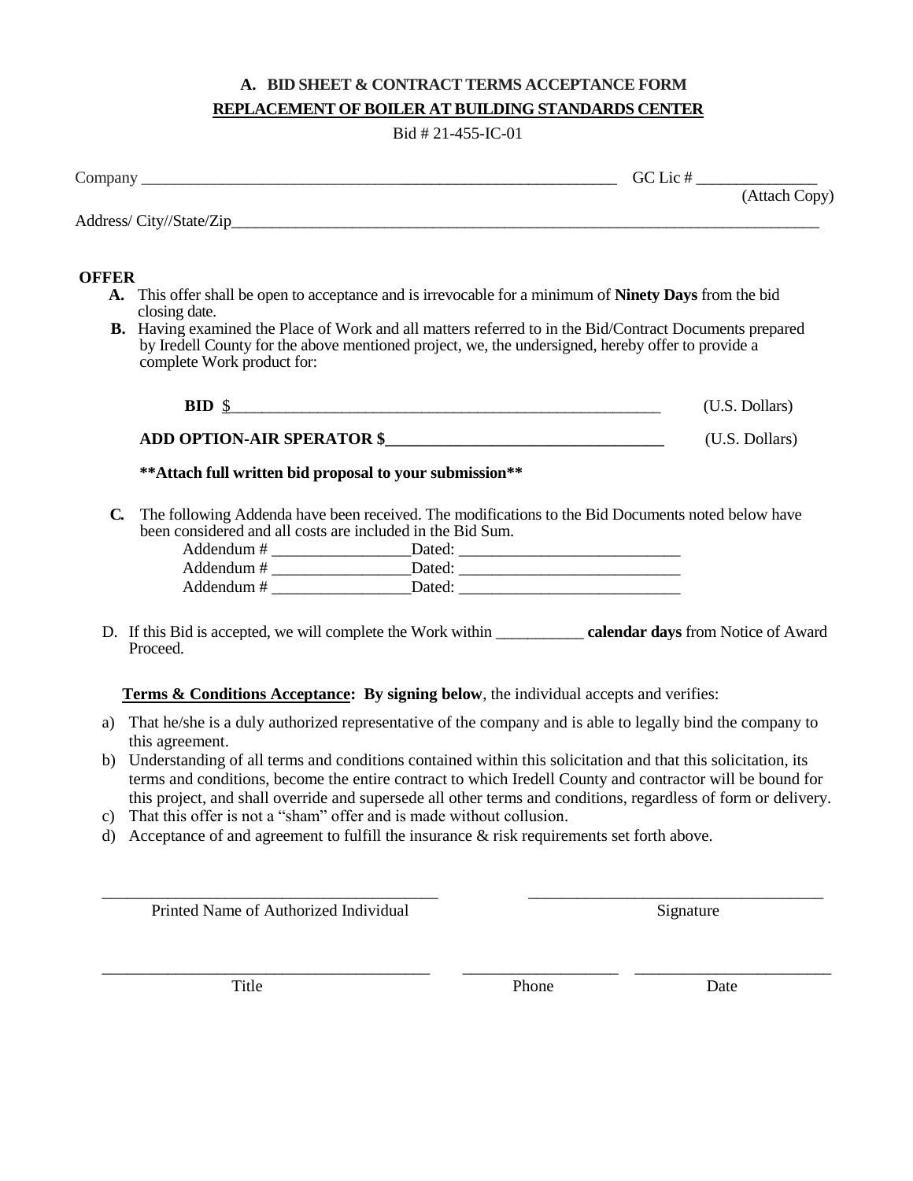## A. BID SHEET & CONTRACT TERMS ACCEPTANCE FORM

## REPLACEMENT OF BOILER AT BUILDING STANDARDS CENTER

Bid # 21-455-IC-01

Company ____________________________________________________________ GC Lic # _______________ (Attach Copy)

Address/ City//State/Zip_____________________________________________________________________________

**OFFER**

**A.** This offer shall be open to acceptance and is irrevocable for a minimum of **Ninety Days** from the bid closing date.

**B.** Having examined the Place of Work and all matters referred to in the Bid/Contract Documents prepared by Iredell County for the above mentioned project, we, the undersigned, hereby offer to provide a complete Work product for:

**BID** $_______________________________________________________ (U.S. Dollars)

**ADD OPTION-AIR SPERATOR $___________________________________** (U.S. Dollars)

**\*\*Attach full written bid proposal to your submission\*\***

**C.** The following Addenda have been received. The modifications to the Bid Documents noted below have been considered and all costs are included in the Bid Sum.

Addendum # _________________Dated: ___________________________

Addendum # _________________Dated: ___________________________

Addendum # _________________Dated: ___________________________

D. If this Bid is accepted, we will complete the Work within ___________ **calendar days** from Notice of Award Proceed.

**Terms & Conditions Acceptance: By signing below**, the individual accepts and verifies:

a) That he/she is a duly authorized representative of the company and is able to legally bind the company to this agreement.
b) Understanding of all terms and conditions contained within this solicitation and that this solicitation, its terms and conditions, become the entire contract to which Iredell County and contractor will be bound for this project, and shall override and supersede all other terms and conditions, regardless of form or delivery.
c) That this offer is not a "sham" offer and is made without collusion.
d) Acceptance of and agreement to fulfill the insurance & risk requirements set forth above.

__________________________________________ __________________________________________

Printed Name of Authorized Individual Signature

__________________________________________ ___________________ ________________________

Title Phone Date